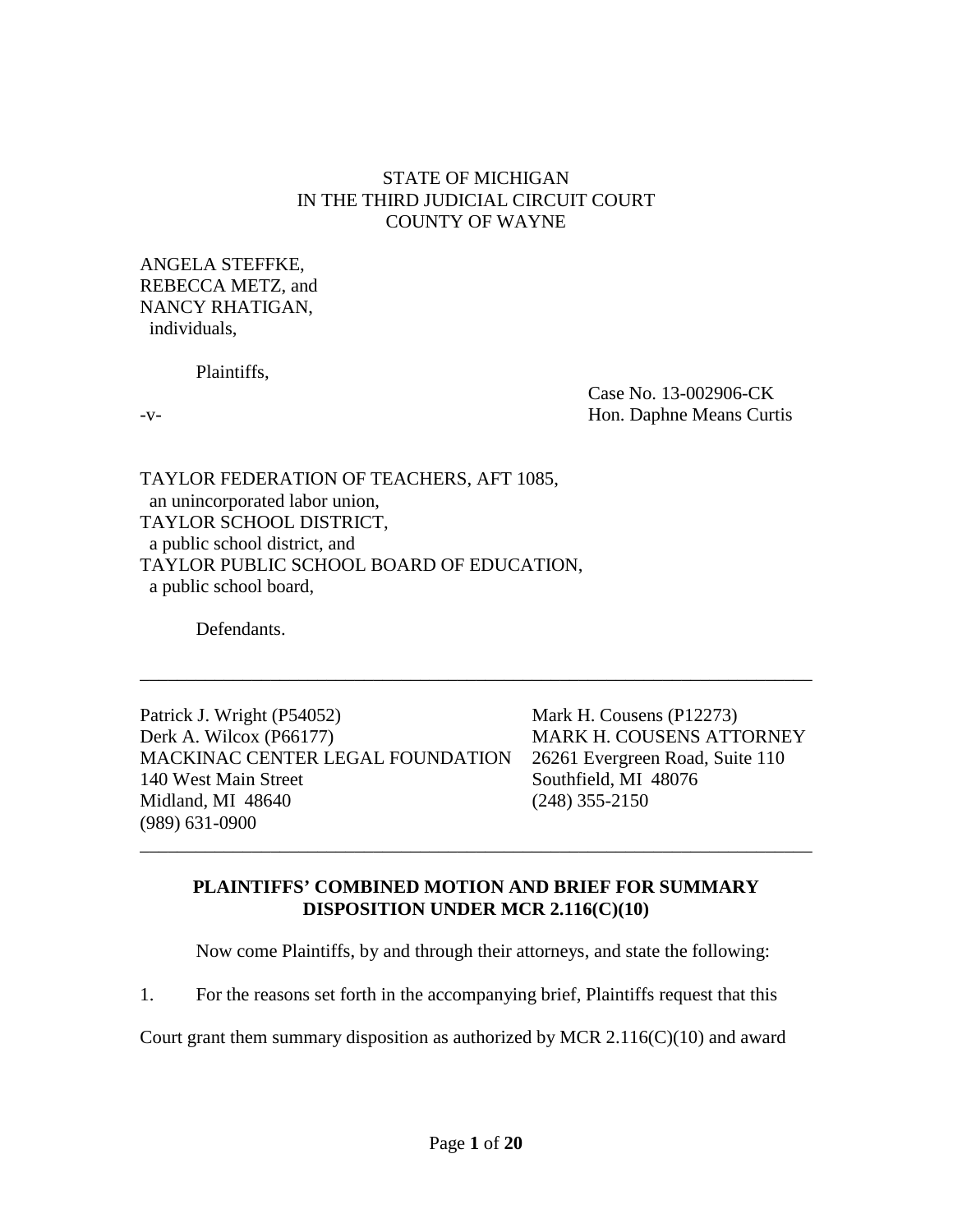STATE OF MICHIGAN
IN THE THIRD JUDICIAL CIRCUIT COURT
COUNTY OF WAYNE

ANGELA STEFFKE,
REBECCA METZ, and
NANCY RHATIGAN,
individuals,

Plaintiffs,

-v-

Case No. 13-002906-CK
Hon. Daphne Means Curtis

TAYLOR FEDERATION OF TEACHERS, AFT 1085,
an unincorporated labor union,
TAYLOR SCHOOL DISTRICT,
a public school district, and
TAYLOR PUBLIC SCHOOL BOARD OF EDUCATION,
a public school board,

Defendants.

---

Patrick J. Wright (P54052)
Derk A. Wilcox (P66177)
MACKINAC CENTER LEGAL FOUNDATION
140 West Main Street
Midland, MI 48640
(989) 631-0900

Mark H. Cousens (P12273)
MARK H. COUSENS ATTORNEY
26261 Evergreen Road, Suite 110
Southfield, MI 48076
(248) 355-2150

---

**PLAINTIFFS' COMBINED MOTION AND BRIEF FOR SUMMARY DISPOSITION UNDER MCR 2.116(C)(10)**

Now come Plaintiffs, by and through their attorneys, and state the following:

1. For the reasons set forth in the accompanying brief, Plaintiffs request that this Court grant them summary disposition as authorized by MCR 2.116(C)(10) and award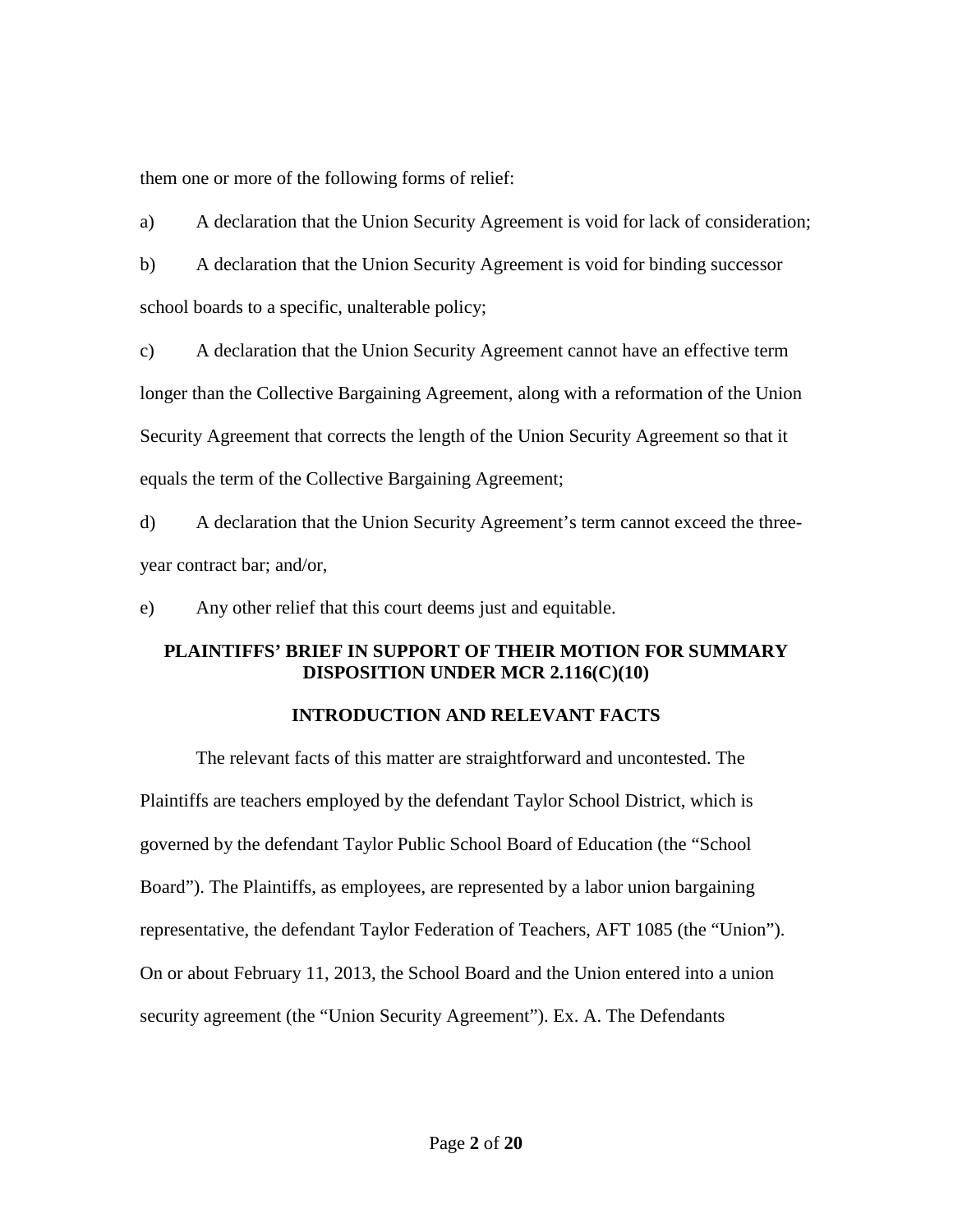them one or more of the following forms of relief:

a) A declaration that the Union Security Agreement is void for lack of consideration;

b) A declaration that the Union Security Agreement is void for binding successor school boards to a specific, unalterable policy;

c) A declaration that the Union Security Agreement cannot have an effective term longer than the Collective Bargaining Agreement, along with a reformation of the Union Security Agreement that corrects the length of the Union Security Agreement so that it equals the term of the Collective Bargaining Agreement;

d) A declaration that the Union Security Agreement's term cannot exceed the three-year contract bar; and/or,

e) Any other relief that this court deems just and equitable.

## PLAINTIFFS' BRIEF IN SUPPORT OF THEIR MOTION FOR SUMMARY DISPOSITION UNDER MCR 2.116(C)(10)

### INTRODUCTION AND RELEVANT FACTS

The relevant facts of this matter are straightforward and uncontested. The Plaintiffs are teachers employed by the defendant Taylor School District, which is governed by the defendant Taylor Public School Board of Education (the "School Board"). The Plaintiffs, as employees, are represented by a labor union bargaining representative, the defendant Taylor Federation of Teachers, AFT 1085 (the "Union"). On or about February 11, 2013, the School Board and the Union entered into a union security agreement (the "Union Security Agreement"). Ex. A. The Defendants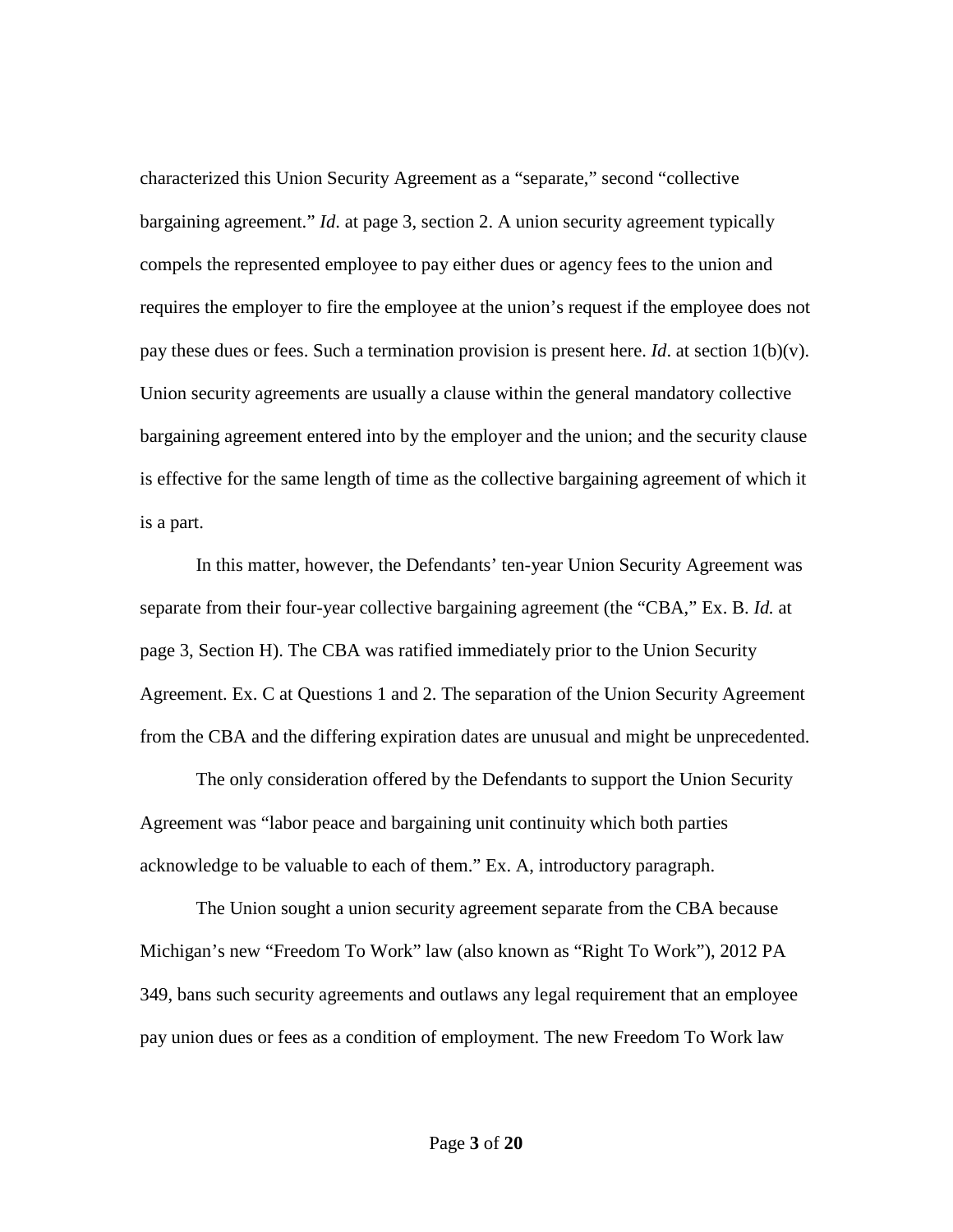characterized this Union Security Agreement as a "separate," second "collective bargaining agreement." *Id*. at page 3, section 2. A union security agreement typically compels the represented employee to pay either dues or agency fees to the union and requires the employer to fire the employee at the union's request if the employee does not pay these dues or fees. Such a termination provision is present here. *Id*. at section 1(b)(v). Union security agreements are usually a clause within the general mandatory collective bargaining agreement entered into by the employer and the union; and the security clause is effective for the same length of time as the collective bargaining agreement of which it is a part.

In this matter, however, the Defendants' ten-year Union Security Agreement was separate from their four-year collective bargaining agreement (the "CBA," Ex. B. *Id.* at page 3, Section H). The CBA was ratified immediately prior to the Union Security Agreement. Ex. C at Questions 1 and 2. The separation of the Union Security Agreement from the CBA and the differing expiration dates are unusual and might be unprecedented.

The only consideration offered by the Defendants to support the Union Security Agreement was "labor peace and bargaining unit continuity which both parties acknowledge to be valuable to each of them." Ex. A, introductory paragraph.

The Union sought a union security agreement separate from the CBA because Michigan's new "Freedom To Work" law (also known as "Right To Work"), 2012 PA 349, bans such security agreements and outlaws any legal requirement that an employee pay union dues or fees as a condition of employment. The new Freedom To Work law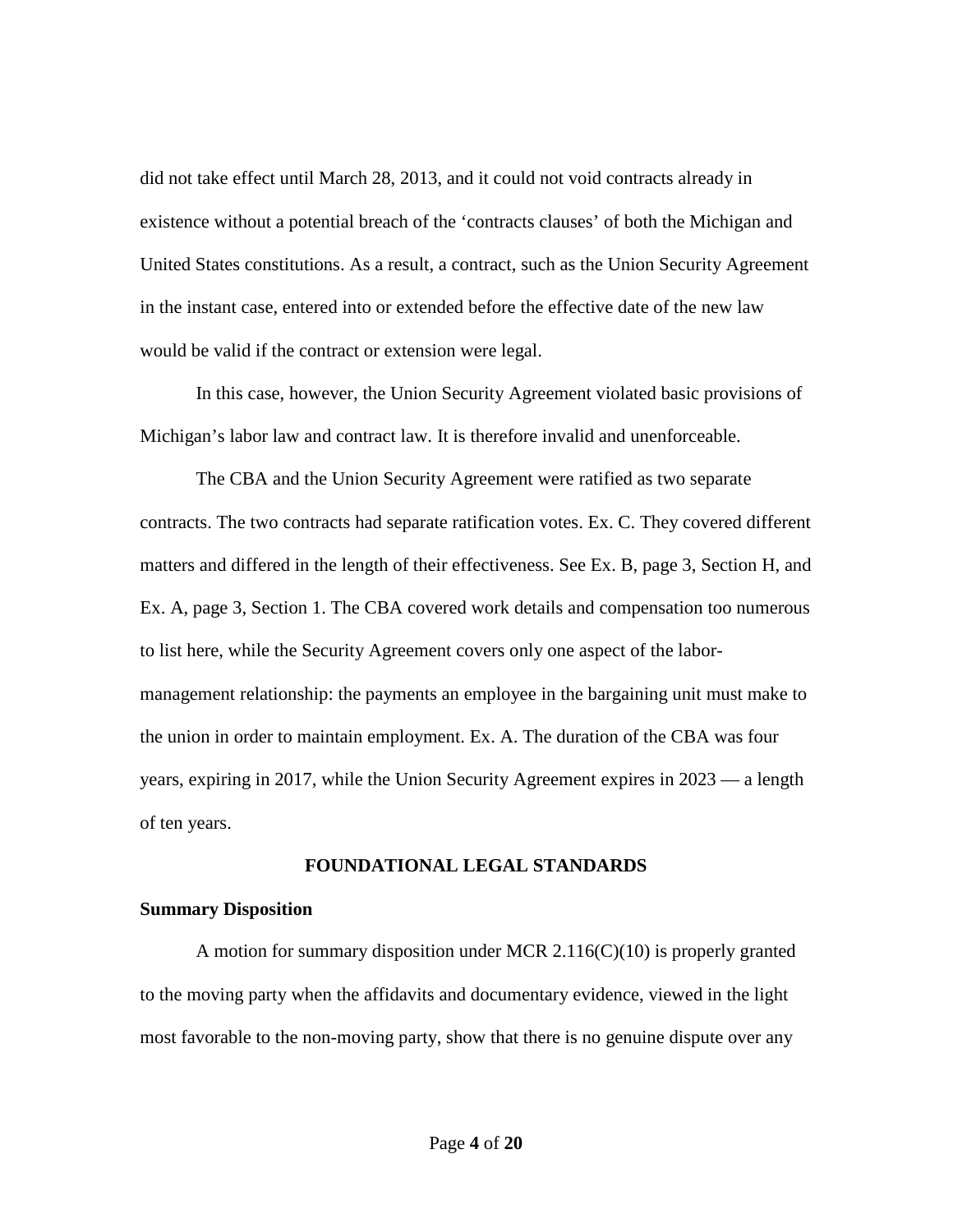did not take effect until March 28, 2013, and it could not void contracts already in existence without a potential breach of the 'contracts clauses' of both the Michigan and United States constitutions. As a result, a contract, such as the Union Security Agreement in the instant case, entered into or extended before the effective date of the new law would be valid if the contract or extension were legal.

In this case, however, the Union Security Agreement violated basic provisions of Michigan's labor law and contract law. It is therefore invalid and unenforceable.

The CBA and the Union Security Agreement were ratified as two separate contracts. The two contracts had separate ratification votes. Ex. C. They covered different matters and differed in the length of their effectiveness. See Ex. B, page 3, Section H, and Ex. A, page 3, Section 1. The CBA covered work details and compensation too numerous to list here, while the Security Agreement covers only one aspect of the labor-management relationship: the payments an employee in the bargaining unit must make to the union in order to maintain employment. Ex. A. The duration of the CBA was four years, expiring in 2017, while the Union Security Agreement expires in 2023 — a length of ten years.

## FOUNDATIONAL LEGAL STANDARDS

**Summary Disposition**

A motion for summary disposition under MCR 2.116(C)(10) is properly granted to the moving party when the affidavits and documentary evidence, viewed in the light most favorable to the non-moving party, show that there is no genuine dispute over any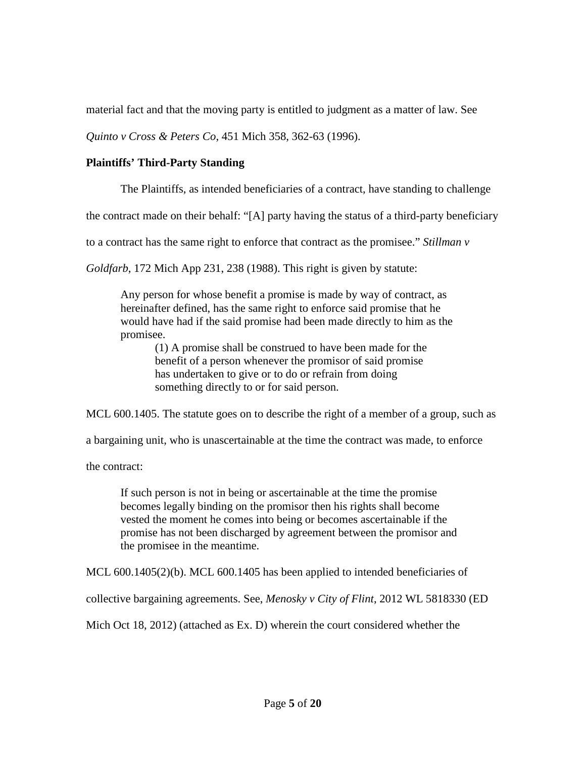material fact and that the moving party is entitled to judgment as a matter of law. See *Quinto v Cross & Peters Co*, 451 Mich 358, 362-63 (1996).

**Plaintiffs' Third-Party Standing**

The Plaintiffs, as intended beneficiaries of a contract, have standing to challenge the contract made on their behalf: "[A] party having the status of a third-party beneficiary to a contract has the same right to enforce that contract as the promisee." *Stillman v Goldfarb*, 172 Mich App 231, 238 (1988). This right is given by statute:

> Any person for whose benefit a promise is made by way of contract, as hereinafter defined, has the same right to enforce said promise that he would have had if the said promise had been made directly to him as the promisee.
>
> > (1) A promise shall be construed to have been made for the benefit of a person whenever the promisor of said promise has undertaken to give or to do or refrain from doing something directly to or for said person.

MCL 600.1405. The statute goes on to describe the right of a member of a group, such as a bargaining unit, who is unascertainable at the time the contract was made, to enforce the contract:

> If such person is not in being or ascertainable at the time the promise becomes legally binding on the promisor then his rights shall become vested the moment he comes into being or becomes ascertainable if the promise has not been discharged by agreement between the promisor and the promisee in the meantime.

MCL 600.1405(2)(b). MCL 600.1405 has been applied to intended beneficiaries of collective bargaining agreements. See, *Menosky v City of Flint*, 2012 WL 5818330 (ED Mich Oct 18, 2012) (attached as Ex. D) wherein the court considered whether the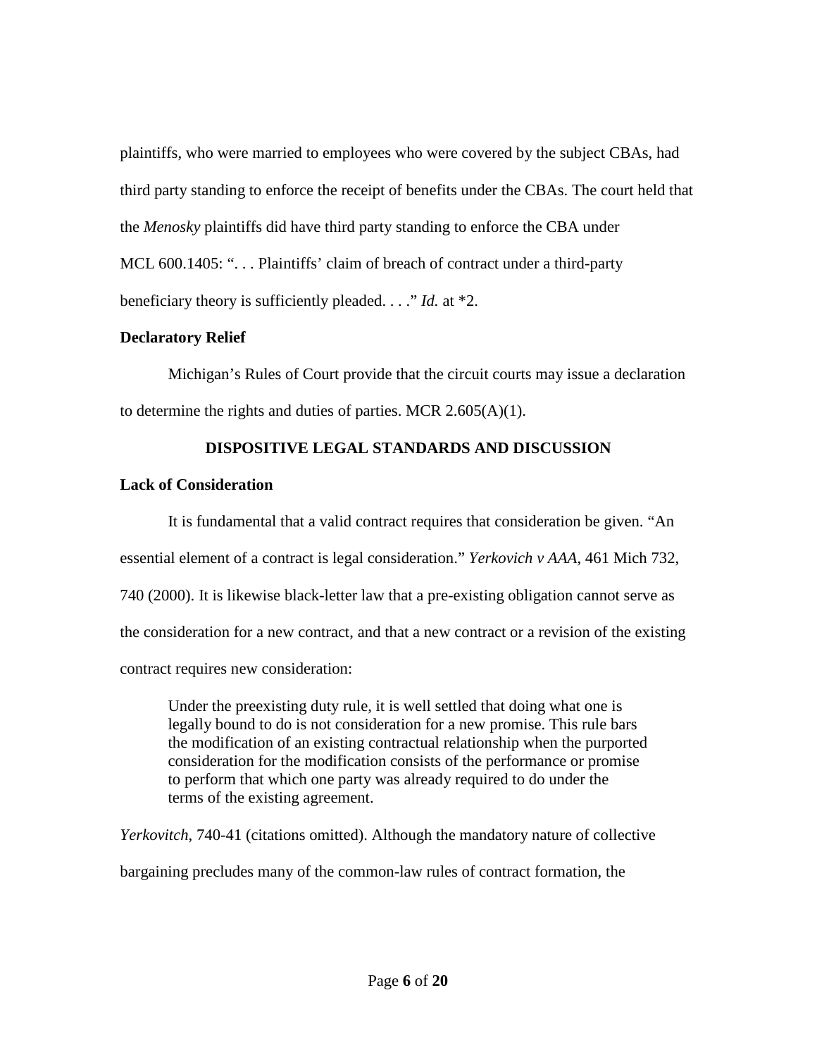plaintiffs, who were married to employees who were covered by the subject CBAs, had third party standing to enforce the receipt of benefits under the CBAs. The court held that the *Menosky* plaintiffs did have third party standing to enforce the CBA under MCL 600.1405: ". . . Plaintiffs' claim of breach of contract under a third-party beneficiary theory is sufficiently pleaded. . . ." *Id.* at *2.

**Declaratory Relief**

Michigan's Rules of Court provide that the circuit courts may issue a declaration to determine the rights and duties of parties. MCR 2.605(A)(1).

## DISPOSITIVE LEGAL STANDARDS AND DISCUSSION

**Lack of Consideration**

It is fundamental that a valid contract requires that consideration be given. "An essential element of a contract is legal consideration." *Yerkovich v AAA*, 461 Mich 732, 740 (2000). It is likewise black-letter law that a pre-existing obligation cannot serve as the consideration for a new contract, and that a new contract or a revision of the existing contract requires new consideration:

> Under the preexisting duty rule, it is well settled that doing what one is legally bound to do is not consideration for a new promise. This rule bars the modification of an existing contractual relationship when the purported consideration for the modification consists of the performance or promise to perform that which one party was already required to do under the terms of the existing agreement.

*Yerkovitch*, 740-41 (citations omitted). Although the mandatory nature of collective bargaining precludes many of the common-law rules of contract formation, the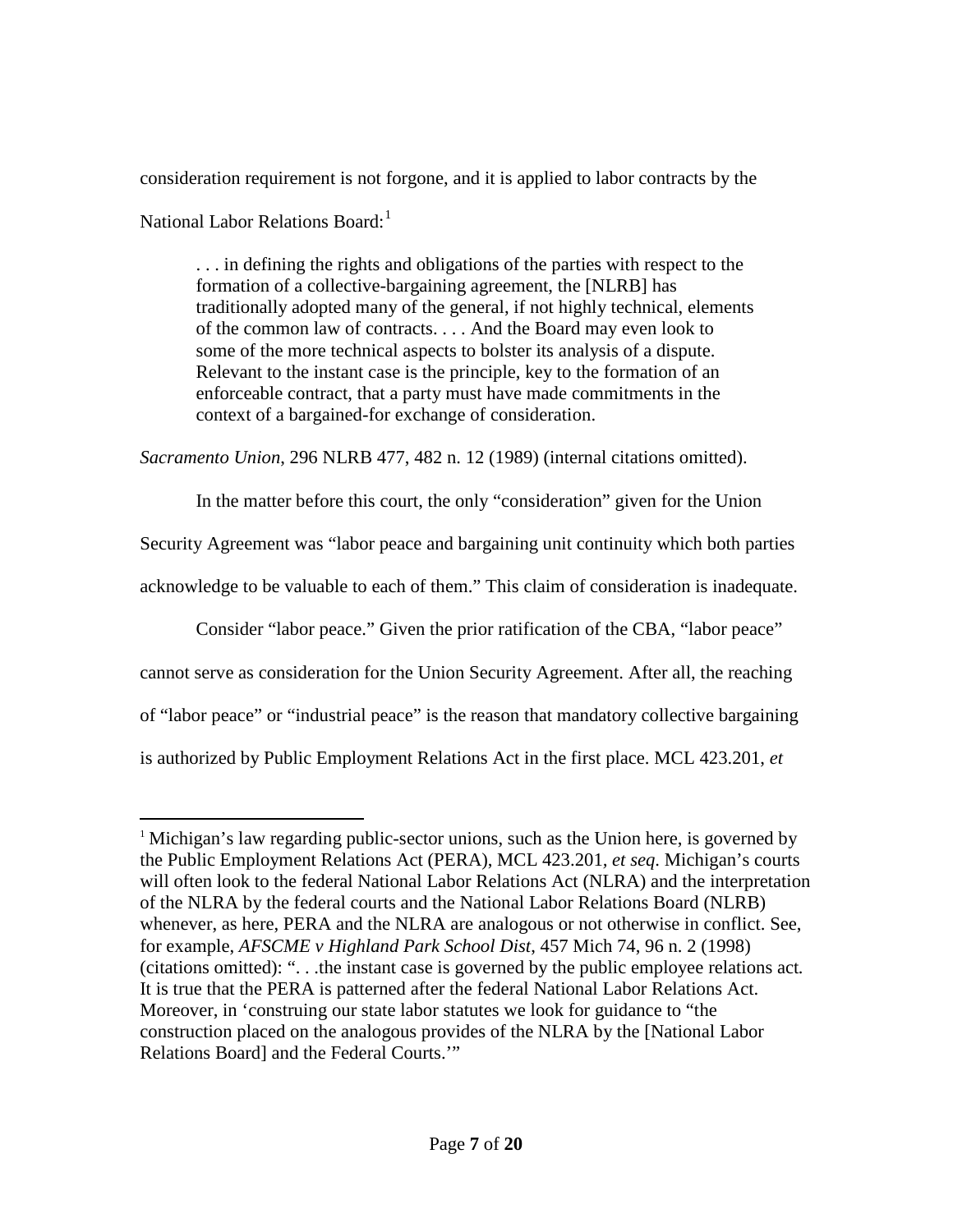consideration requirement is not forgone, and it is applied to labor contracts by the National Labor Relations Board:[1]

> . . . in defining the rights and obligations of the parties with respect to the formation of a collective-bargaining agreement, the [NLRB] has traditionally adopted many of the general, if not highly technical, elements of the common law of contracts. . . . And the Board may even look to some of the more technical aspects to bolster its analysis of a dispute. Relevant to the instant case is the principle, key to the formation of an enforceable contract, that a party must have made commitments in the context of a bargained-for exchange of consideration.

*Sacramento Union*, 296 NLRB 477, 482 n. 12 (1989) (internal citations omitted).

In the matter before this court, the only "consideration" given for the Union Security Agreement was "labor peace and bargaining unit continuity which both parties acknowledge to be valuable to each of them." This claim of consideration is inadequate.

Consider "labor peace." Given the prior ratification of the CBA, "labor peace" cannot serve as consideration for the Union Security Agreement. After all, the reaching of "labor peace" or "industrial peace" is the reason that mandatory collective bargaining is authorized by Public Employment Relations Act in the first place. MCL 423.201, *et*

---

[1] Michigan's law regarding public-sector unions, such as the Union here, is governed by the Public Employment Relations Act (PERA), MCL 423.201, *et seq.* Michigan's courts will often look to the federal National Labor Relations Act (NLRA) and the interpretation of the NLRA by the federal courts and the National Labor Relations Board (NLRB) whenever, as here, PERA and the NLRA are analogous or not otherwise in conflict. See, for example, *AFSCME v Highland Park School Dist*, 457 Mich 74, 96 n. 2 (1998) (citations omitted): ". . .the instant case is governed by the public employee relations act. It is true that the PERA is patterned after the federal National Labor Relations Act. Moreover, in 'construing our state labor statutes we look for guidance to "the construction placed on the analogous provides of the NLRA by the [National Labor Relations Board] and the Federal Courts.'"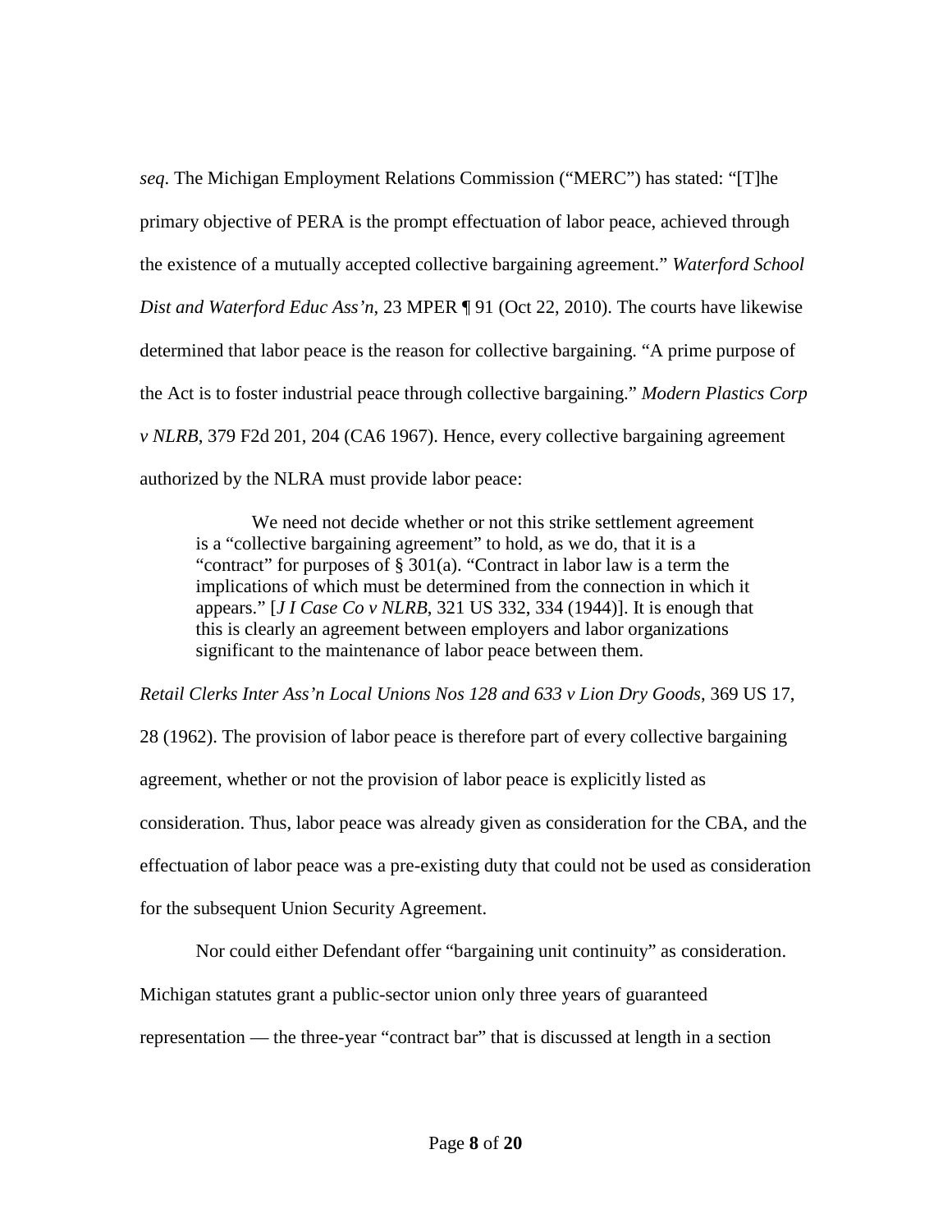*seq*. The Michigan Employment Relations Commission ("MERC") has stated: "[T]he primary objective of PERA is the prompt effectuation of labor peace, achieved through the existence of a mutually accepted collective bargaining agreement." *Waterford School Dist and Waterford Educ Ass'n*, 23 MPER ¶ 91 (Oct 22, 2010). The courts have likewise determined that labor peace is the reason for collective bargaining. "A prime purpose of the Act is to foster industrial peace through collective bargaining." *Modern Plastics Corp v NLRB*, 379 F2d 201, 204 (CA6 1967). Hence, every collective bargaining agreement authorized by the NLRA must provide labor peace:

> We need not decide whether or not this strike settlement agreement is a "collective bargaining agreement" to hold, as we do, that it is a "contract" for purposes of § 301(a). "Contract in labor law is a term the implications of which must be determined from the connection in which it appears." [*J I Case Co v NLRB*, 321 US 332, 334 (1944)]. It is enough that this is clearly an agreement between employers and labor organizations significant to the maintenance of labor peace between them.

*Retail Clerks Inter Ass'n Local Unions Nos 128 and 633 v Lion Dry Goods*, 369 US 17, 28 (1962). The provision of labor peace is therefore part of every collective bargaining agreement, whether or not the provision of labor peace is explicitly listed as consideration. Thus, labor peace was already given as consideration for the CBA, and the effectuation of labor peace was a pre-existing duty that could not be used as consideration for the subsequent Union Security Agreement.

Nor could either Defendant offer "bargaining unit continuity" as consideration. Michigan statutes grant a public-sector union only three years of guaranteed representation — the three-year "contract bar" that is discussed at length in a section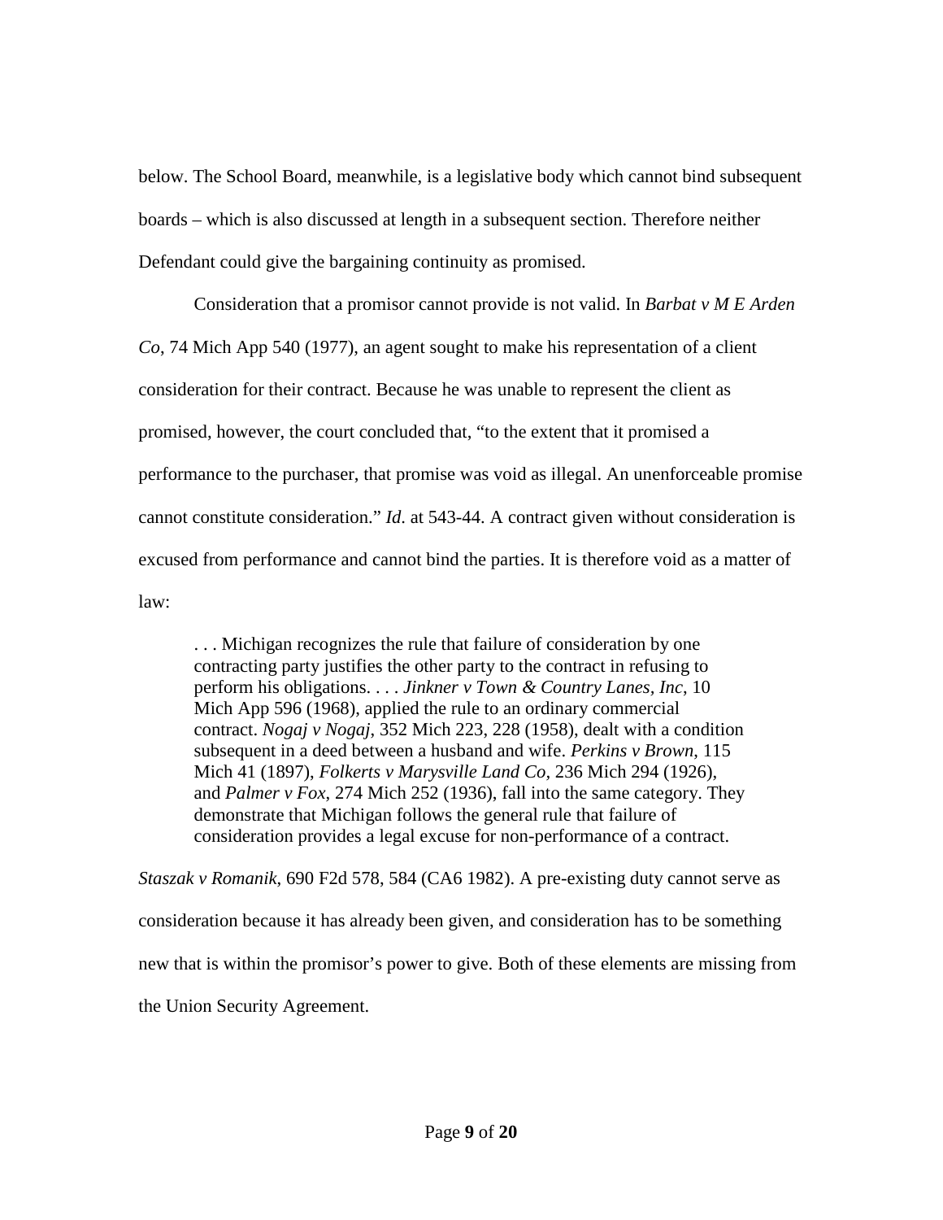below. The School Board, meanwhile, is a legislative body which cannot bind subsequent boards – which is also discussed at length in a subsequent section. Therefore neither Defendant could give the bargaining continuity as promised.

Consideration that a promisor cannot provide is not valid. In *Barbat v M E Arden Co*, 74 Mich App 540 (1977), an agent sought to make his representation of a client consideration for their contract. Because he was unable to represent the client as promised, however, the court concluded that, "to the extent that it promised a performance to the purchaser, that promise was void as illegal. An unenforceable promise cannot constitute consideration." *Id*. at 543-44. A contract given without consideration is excused from performance and cannot bind the parties. It is therefore void as a matter of law:

> . . . Michigan recognizes the rule that failure of consideration by one contracting party justifies the other party to the contract in refusing to perform his obligations. . . . *Jinkner v Town & Country Lanes, Inc*, 10 Mich App 596 (1968), applied the rule to an ordinary commercial contract. *Nogaj v Nogaj*, 352 Mich 223, 228 (1958), dealt with a condition subsequent in a deed between a husband and wife. *Perkins v Brown*, 115 Mich 41 (1897), *Folkerts v Marysville Land Co*, 236 Mich 294 (1926), and *Palmer v Fox*, 274 Mich 252 (1936), fall into the same category. They demonstrate that Michigan follows the general rule that failure of consideration provides a legal excuse for non-performance of a contract.

*Staszak v Romanik*, 690 F2d 578, 584 (CA6 1982). A pre-existing duty cannot serve as consideration because it has already been given, and consideration has to be something new that is within the promisor's power to give. Both of these elements are missing from the Union Security Agreement.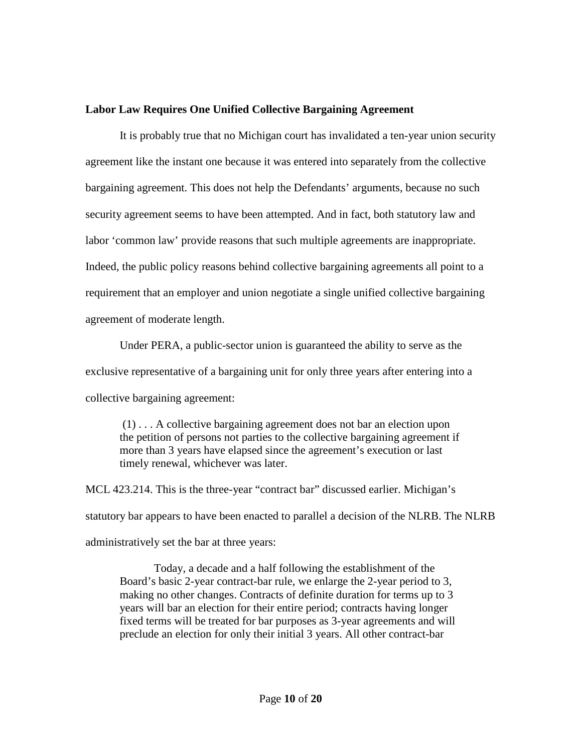**Labor Law Requires One Unified Collective Bargaining Agreement**

It is probably true that no Michigan court has invalidated a ten-year union security agreement like the instant one because it was entered into separately from the collective bargaining agreement. This does not help the Defendants' arguments, because no such security agreement seems to have been attempted. And in fact, both statutory law and labor 'common law' provide reasons that such multiple agreements are inappropriate. Indeed, the public policy reasons behind collective bargaining agreements all point to a requirement that an employer and union negotiate a single unified collective bargaining agreement of moderate length.

Under PERA, a public-sector union is guaranteed the ability to serve as the exclusive representative of a bargaining unit for only three years after entering into a collective bargaining agreement:

> (1) . . . A collective bargaining agreement does not bar an election upon the petition of persons not parties to the collective bargaining agreement if more than 3 years have elapsed since the agreement's execution or last timely renewal, whichever was later.

MCL 423.214. This is the three-year "contract bar" discussed earlier. Michigan's statutory bar appears to have been enacted to parallel a decision of the NLRB. The NLRB administratively set the bar at three years:

> Today, a decade and a half following the establishment of the Board's basic 2-year contract-bar rule, we enlarge the 2-year period to 3, making no other changes. Contracts of definite duration for terms up to 3 years will bar an election for their entire period; contracts having longer fixed terms will be treated for bar purposes as 3-year agreements and will preclude an election for only their initial 3 years. All other contract-bar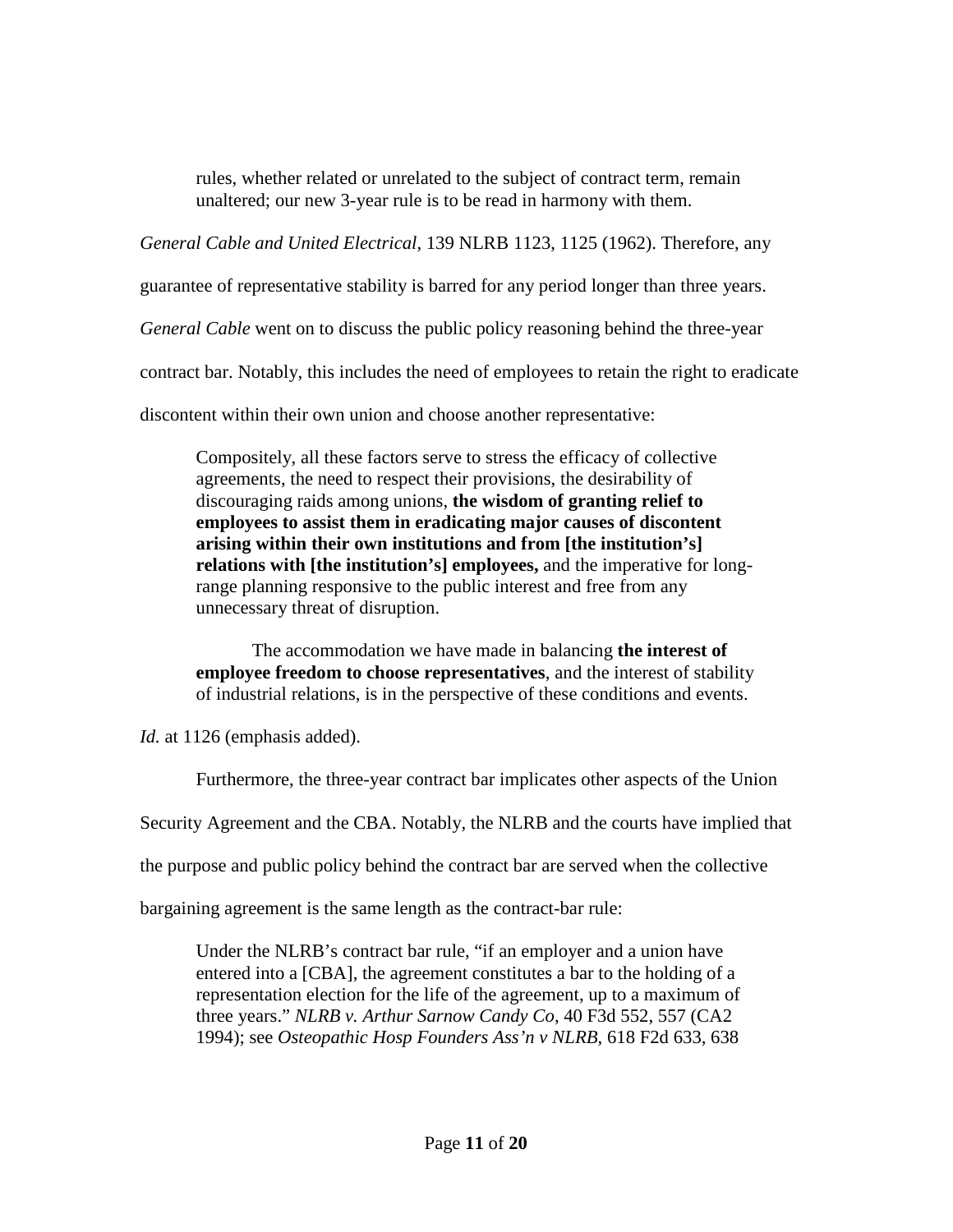> rules, whether related or unrelated to the subject of contract term, remain unaltered; our new 3-year rule is to be read in harmony with them.

*General Cable and United Electrical*, 139 NLRB 1123, 1125 (1962). Therefore, any guarantee of representative stability is barred for any period longer than three years. *General Cable* went on to discuss the public policy reasoning behind the three-year contract bar. Notably, this includes the need of employees to retain the right to eradicate discontent within their own union and choose another representative:

> Compositely, all these factors serve to stress the efficacy of collective agreements, the need to respect their provisions, the desirability of discouraging raids among unions, **the wisdom of granting relief to employees to assist them in eradicating major causes of discontent arising within their own institutions and from [the institution's] relations with [the institution's] employees,** and the imperative for long-range planning responsive to the public interest and free from any unnecessary threat of disruption.
>
> The accommodation we have made in balancing **the interest of employee freedom to choose representatives**, and the interest of stability of industrial relations, is in the perspective of these conditions and events.

*Id.* at 1126 (emphasis added).

Furthermore, the three-year contract bar implicates other aspects of the Union Security Agreement and the CBA. Notably, the NLRB and the courts have implied that the purpose and public policy behind the contract bar are served when the collective bargaining agreement is the same length as the contract-bar rule:

> Under the NLRB's contract bar rule, "if an employer and a union have entered into a [CBA], the agreement constitutes a bar to the holding of a representation election for the life of the agreement, up to a maximum of three years." *NLRB v. Arthur Sarnow Candy Co*, 40 F3d 552, 557 (CA2 1994); see *Osteopathic Hosp Founders Ass'n v NLRB*, 618 F2d 633, 638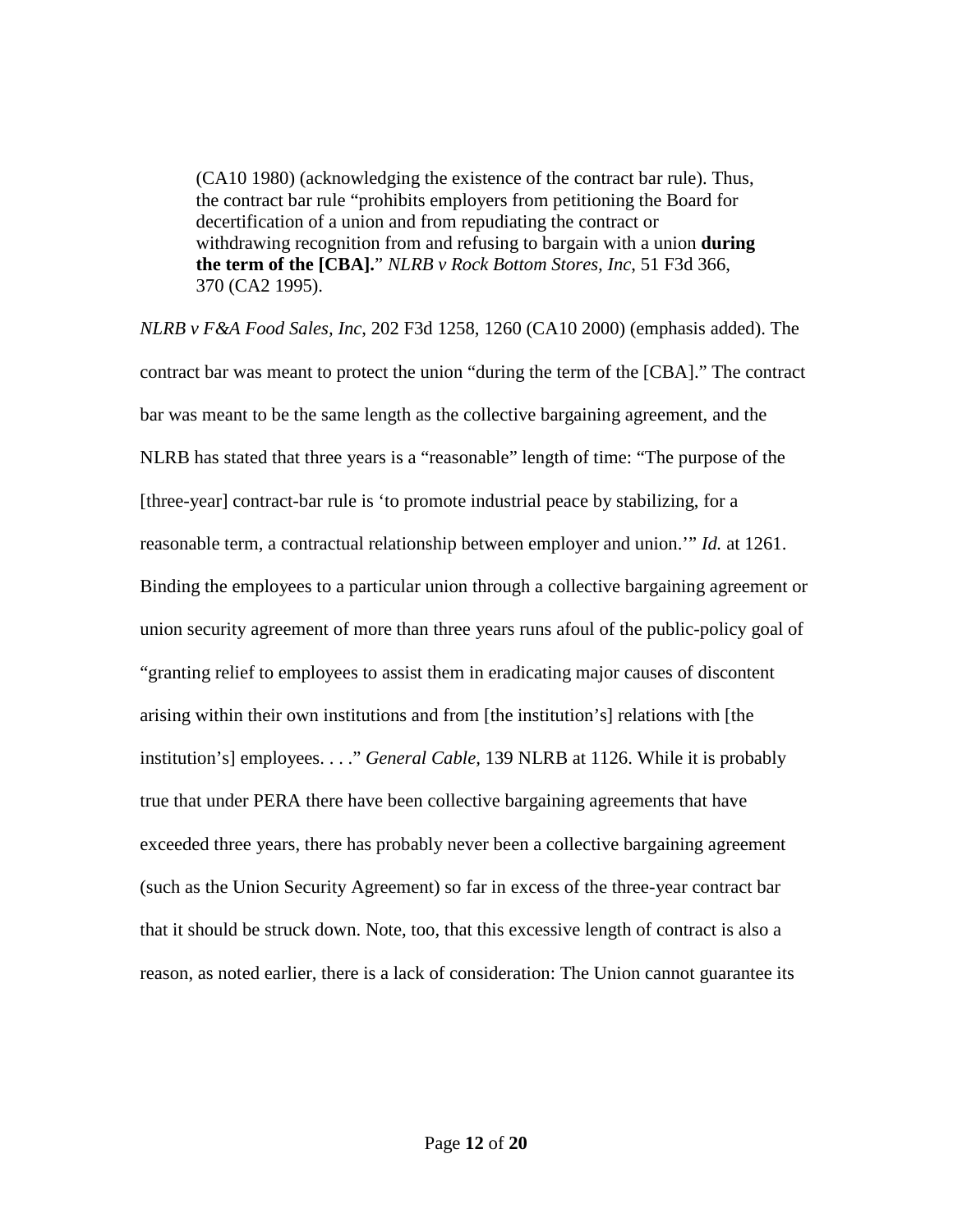> (CA10 1980) (acknowledging the existence of the contract bar rule). Thus, the contract bar rule "prohibits employers from petitioning the Board for decertification of a union and from repudiating the contract or withdrawing recognition from and refusing to bargain with a union **during the term of the [CBA].**" *NLRB v Rock Bottom Stores, Inc*, 51 F3d 366, 370 (CA2 1995).

*NLRB v F&A Food Sales, Inc*, 202 F3d 1258, 1260 (CA10 2000) (emphasis added). The contract bar was meant to protect the union "during the term of the [CBA]." The contract bar was meant to be the same length as the collective bargaining agreement, and the NLRB has stated that three years is a "reasonable" length of time: "The purpose of the [three-year] contract-bar rule is 'to promote industrial peace by stabilizing, for a reasonable term, a contractual relationship between employer and union.'" *Id.* at 1261. Binding the employees to a particular union through a collective bargaining agreement or union security agreement of more than three years runs afoul of the public-policy goal of "granting relief to employees to assist them in eradicating major causes of discontent arising within their own institutions and from [the institution's] relations with [the institution's] employees. . . ." *General Cable,* 139 NLRB at 1126. While it is probably true that under PERA there have been collective bargaining agreements that have exceeded three years, there has probably never been a collective bargaining agreement (such as the Union Security Agreement) so far in excess of the three-year contract bar that it should be struck down. Note, too, that this excessive length of contract is also a reason, as noted earlier, there is a lack of consideration: The Union cannot guarantee its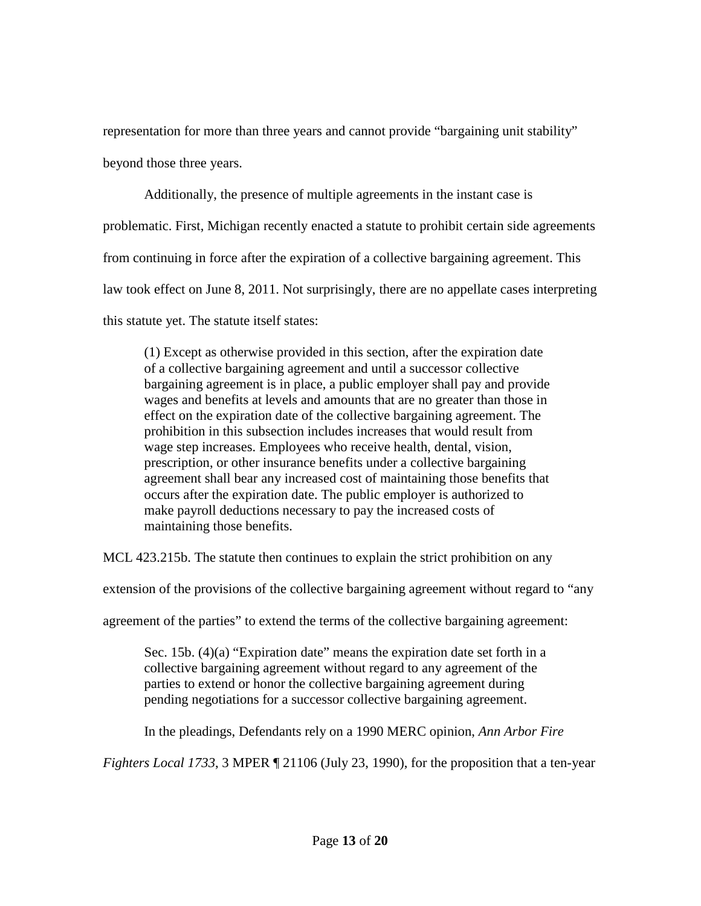representation for more than three years and cannot provide "bargaining unit stability" beyond those three years.

Additionally, the presence of multiple agreements in the instant case is problematic. First, Michigan recently enacted a statute to prohibit certain side agreements from continuing in force after the expiration of a collective bargaining agreement. This law took effect on June 8, 2011. Not surprisingly, there are no appellate cases interpreting this statute yet. The statute itself states:

> (1) Except as otherwise provided in this section, after the expiration date of a collective bargaining agreement and until a successor collective bargaining agreement is in place, a public employer shall pay and provide wages and benefits at levels and amounts that are no greater than those in effect on the expiration date of the collective bargaining agreement. The prohibition in this subsection includes increases that would result from wage step increases. Employees who receive health, dental, vision, prescription, or other insurance benefits under a collective bargaining agreement shall bear any increased cost of maintaining those benefits that occurs after the expiration date. The public employer is authorized to make payroll deductions necessary to pay the increased costs of maintaining those benefits.

MCL 423.215b. The statute then continues to explain the strict prohibition on any extension of the provisions of the collective bargaining agreement without regard to "any agreement of the parties" to extend the terms of the collective bargaining agreement:

> Sec. 15b. (4)(a) "Expiration date" means the expiration date set forth in a collective bargaining agreement without regard to any agreement of the parties to extend or honor the collective bargaining agreement during pending negotiations for a successor collective bargaining agreement.

In the pleadings, Defendants rely on a 1990 MERC opinion, *Ann Arbor Fire Fighters Local 1733*, 3 MPER ¶ 21106 (July 23, 1990), for the proposition that a ten-year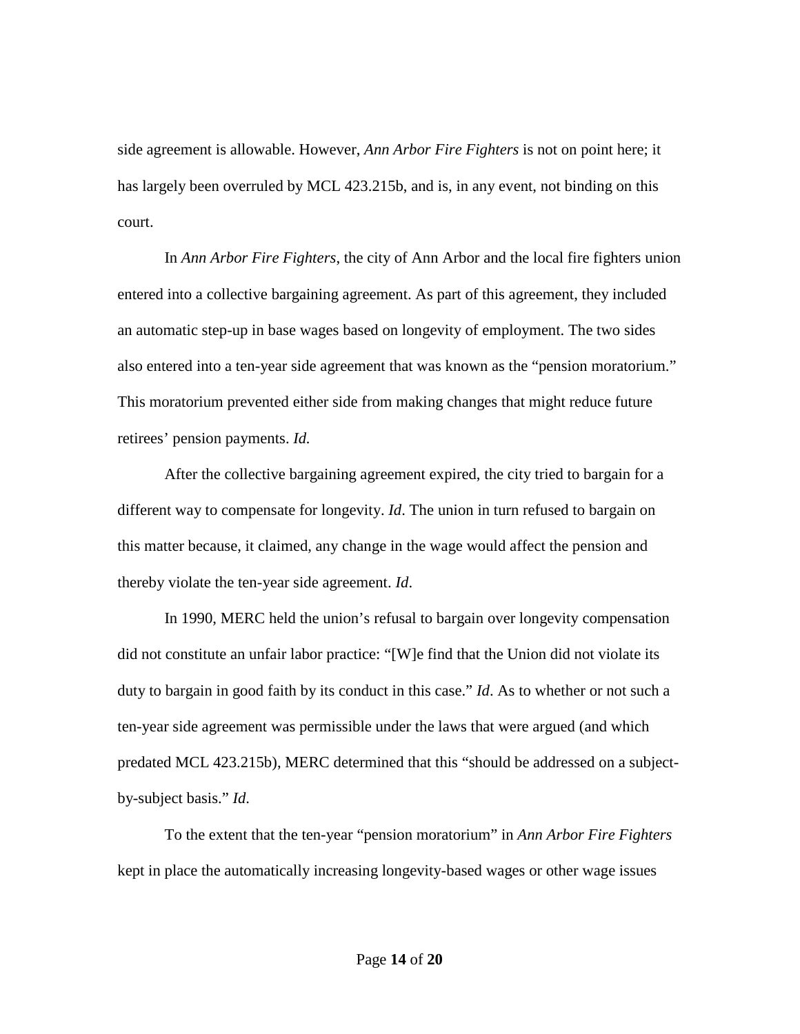side agreement is allowable. However, *Ann Arbor Fire Fighters* is not on point here; it has largely been overruled by MCL 423.215b, and is, in any event, not binding on this court.

In *Ann Arbor Fire Fighters*, the city of Ann Arbor and the local fire fighters union entered into a collective bargaining agreement. As part of this agreement, they included an automatic step-up in base wages based on longevity of employment. The two sides also entered into a ten-year side agreement that was known as the "pension moratorium." This moratorium prevented either side from making changes that might reduce future retirees' pension payments. *Id.*

After the collective bargaining agreement expired, the city tried to bargain for a different way to compensate for longevity. *Id*. The union in turn refused to bargain on this matter because, it claimed, any change in the wage would affect the pension and thereby violate the ten-year side agreement. *Id*.

In 1990, MERC held the union's refusal to bargain over longevity compensation did not constitute an unfair labor practice: "[W]e find that the Union did not violate its duty to bargain in good faith by its conduct in this case." *Id*. As to whether or not such a ten-year side agreement was permissible under the laws that were argued (and which predated MCL 423.215b), MERC determined that this "should be addressed on a subject-by-subject basis." *Id*.

To the extent that the ten-year "pension moratorium" in *Ann Arbor Fire Fighters* kept in place the automatically increasing longevity-based wages or other wage issues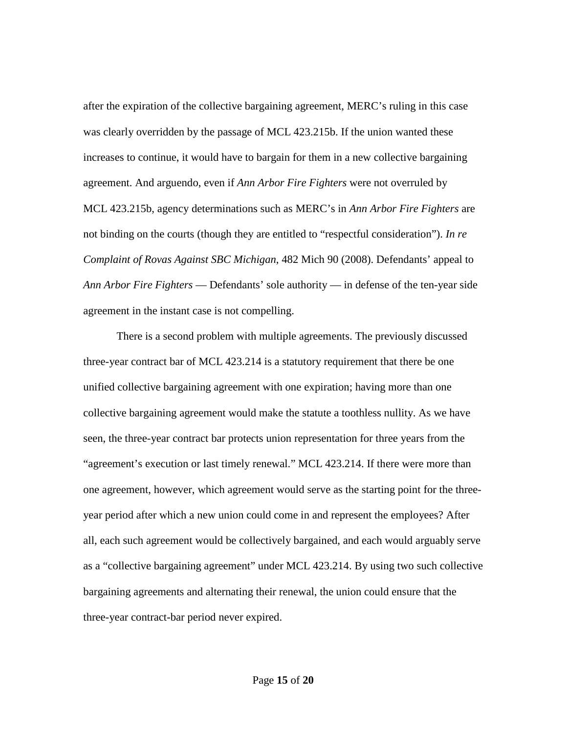after the expiration of the collective bargaining agreement, MERC's ruling in this case was clearly overridden by the passage of MCL 423.215b. If the union wanted these increases to continue, it would have to bargain for them in a new collective bargaining agreement. And arguendo, even if *Ann Arbor Fire Fighters* were not overruled by MCL 423.215b, agency determinations such as MERC's in *Ann Arbor Fire Fighters* are not binding on the courts (though they are entitled to "respectful consideration"). *In re Complaint of Rovas Against SBC Michigan*, 482 Mich 90 (2008). Defendants' appeal to *Ann Arbor Fire Fighters* — Defendants' sole authority — in defense of the ten-year side agreement in the instant case is not compelling.

There is a second problem with multiple agreements. The previously discussed three-year contract bar of MCL 423.214 is a statutory requirement that there be one unified collective bargaining agreement with one expiration; having more than one collective bargaining agreement would make the statute a toothless nullity. As we have seen, the three-year contract bar protects union representation for three years from the "agreement's execution or last timely renewal." MCL 423.214. If there were more than one agreement, however, which agreement would serve as the starting point for the three-year period after which a new union could come in and represent the employees? After all, each such agreement would be collectively bargained, and each would arguably serve as a "collective bargaining agreement" under MCL 423.214. By using two such collective bargaining agreements and alternating their renewal, the union could ensure that the three-year contract-bar period never expired.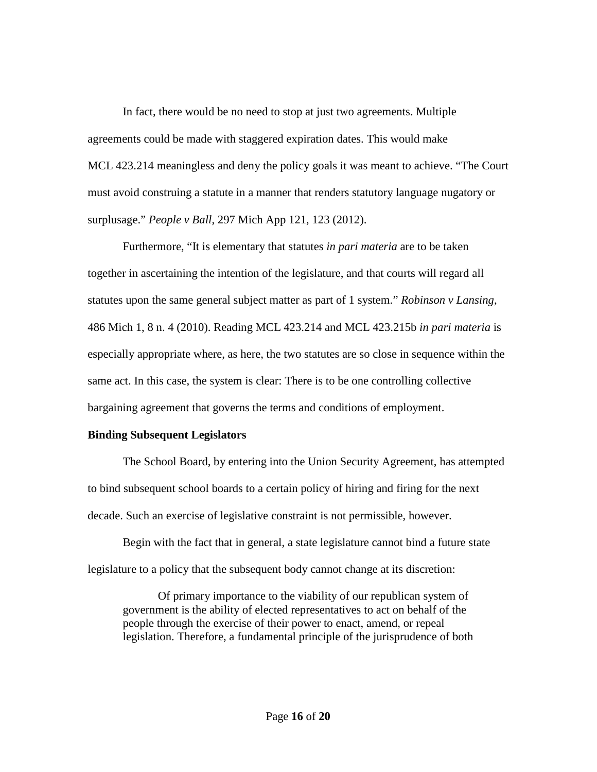In fact, there would be no need to stop at just two agreements. Multiple agreements could be made with staggered expiration dates. This would make MCL 423.214 meaningless and deny the policy goals it was meant to achieve. "The Court must avoid construing a statute in a manner that renders statutory language nugatory or surplusage." *People v Ball*, 297 Mich App 121, 123 (2012).

Furthermore, "It is elementary that statutes *in pari materia* are to be taken together in ascertaining the intention of the legislature, and that courts will regard all statutes upon the same general subject matter as part of 1 system." *Robinson v Lansing*, 486 Mich 1, 8 n. 4 (2010). Reading MCL 423.214 and MCL 423.215b *in pari materia* is especially appropriate where, as here, the two statutes are so close in sequence within the same act. In this case, the system is clear: There is to be one controlling collective bargaining agreement that governs the terms and conditions of employment.

**Binding Subsequent Legislators**

The School Board, by entering into the Union Security Agreement, has attempted to bind subsequent school boards to a certain policy of hiring and firing for the next decade. Such an exercise of legislative constraint is not permissible, however.

Begin with the fact that in general, a state legislature cannot bind a future state legislature to a policy that the subsequent body cannot change at its discretion:

> Of primary importance to the viability of our republican system of government is the ability of elected representatives to act on behalf of the people through the exercise of their power to enact, amend, or repeal legislation. Therefore, a fundamental principle of the jurisprudence of both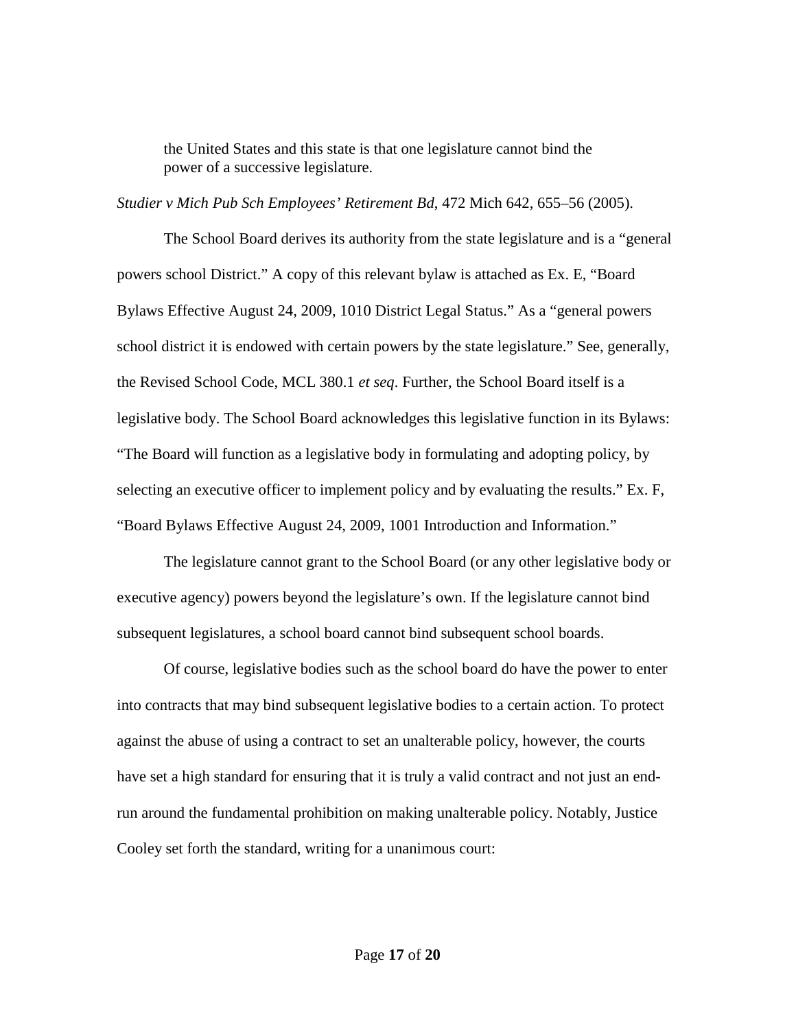> the United States and this state is that one legislature cannot bind the power of a successive legislature.

*Studier v Mich Pub Sch Employees' Retirement Bd*, 472 Mich 642, 655–56 (2005).

The School Board derives its authority from the state legislature and is a "general powers school District." A copy of this relevant bylaw is attached as Ex. E, "Board Bylaws Effective August 24, 2009, 1010 District Legal Status." As a "general powers school district it is endowed with certain powers by the state legislature." See, generally, the Revised School Code, MCL 380.1 *et seq*. Further, the School Board itself is a legislative body. The School Board acknowledges this legislative function in its Bylaws: "The Board will function as a legislative body in formulating and adopting policy, by selecting an executive officer to implement policy and by evaluating the results." Ex. F, "Board Bylaws Effective August 24, 2009, 1001 Introduction and Information."

The legislature cannot grant to the School Board (or any other legislative body or executive agency) powers beyond the legislature's own. If the legislature cannot bind subsequent legislatures, a school board cannot bind subsequent school boards.

Of course, legislative bodies such as the school board do have the power to enter into contracts that may bind subsequent legislative bodies to a certain action. To protect against the abuse of using a contract to set an unalterable policy, however, the courts have set a high standard for ensuring that it is truly a valid contract and not just an end-run around the fundamental prohibition on making unalterable policy. Notably, Justice Cooley set forth the standard, writing for a unanimous court: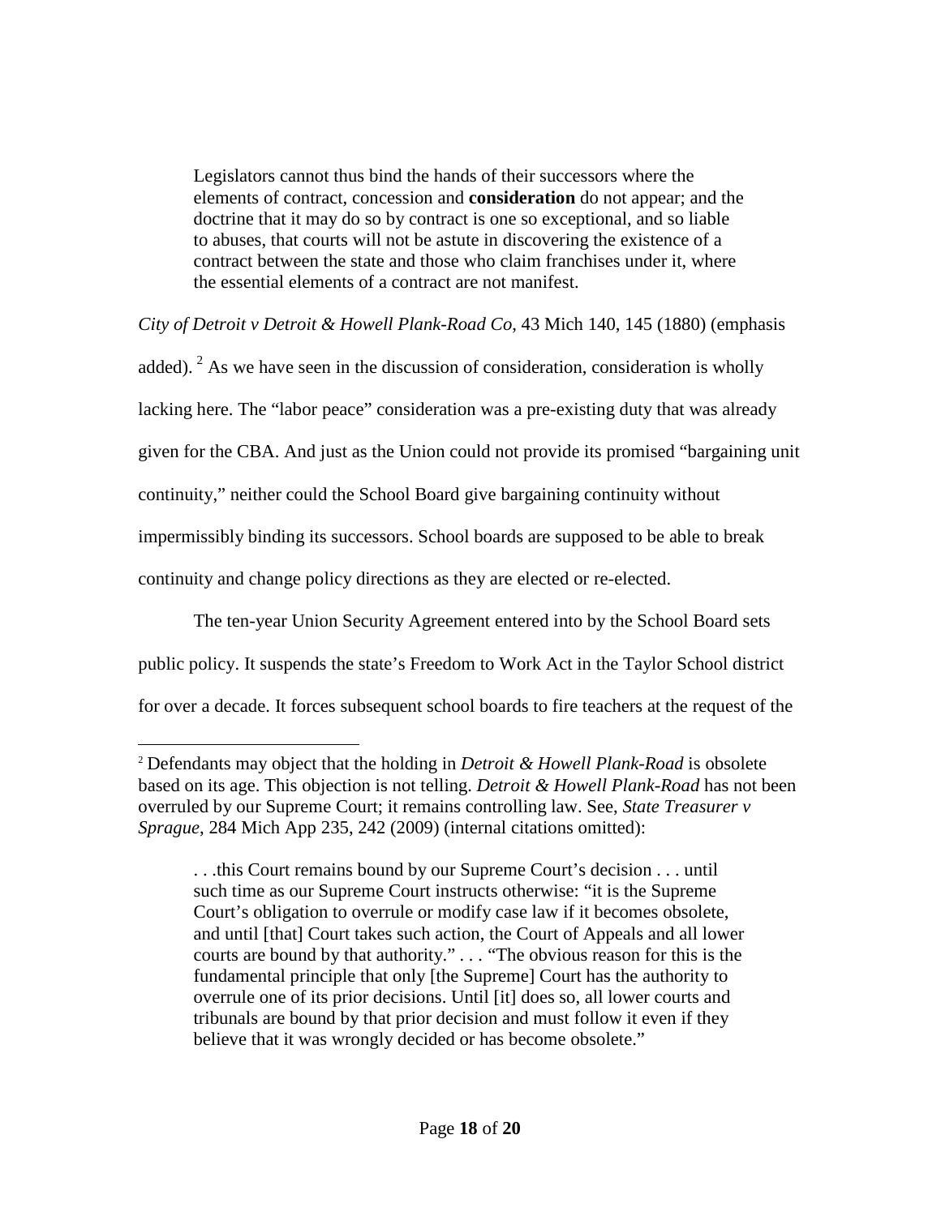> Legislators cannot thus bind the hands of their successors where the elements of contract, concession and **consideration** do not appear; and the doctrine that it may do so by contract is one so exceptional, and so liable to abuses, that courts will not be astute in discovering the existence of a contract between the state and those who claim franchises under it, where the essential elements of a contract are not manifest.

*City of Detroit v Detroit & Howell Plank-Road Co*, 43 Mich 140, 145 (1880) (emphasis added).[2] As we have seen in the discussion of consideration, consideration is wholly lacking here. The "labor peace" consideration was a pre-existing duty that was already given for the CBA. And just as the Union could not provide its promised "bargaining unit continuity," neither could the School Board give bargaining continuity without impermissibly binding its successors. School boards are supposed to be able to break continuity and change policy directions as they are elected or re-elected.

The ten-year Union Security Agreement entered into by the School Board sets public policy. It suspends the state's Freedom to Work Act in the Taylor School district for over a decade. It forces subsequent school boards to fire teachers at the request of the

---

[2] Defendants may object that the holding in *Detroit & Howell Plank-Road* is obsolete based on its age. This objection is not telling. *Detroit & Howell Plank-Road* has not been overruled by our Supreme Court; it remains controlling law. See, *State Treasurer v Sprague*, 284 Mich App 235, 242 (2009) (internal citations omitted):

> . . .this Court remains bound by our Supreme Court's decision . . . until such time as our Supreme Court instructs otherwise: "it is the Supreme Court's obligation to overrule or modify case law if it becomes obsolete, and until [that] Court takes such action, the Court of Appeals and all lower courts are bound by that authority." . . . "The obvious reason for this is the fundamental principle that only [the Supreme] Court has the authority to overrule one of its prior decisions. Until [it] does so, all lower courts and tribunals are bound by that prior decision and must follow it even if they believe that it was wrongly decided or has become obsolete."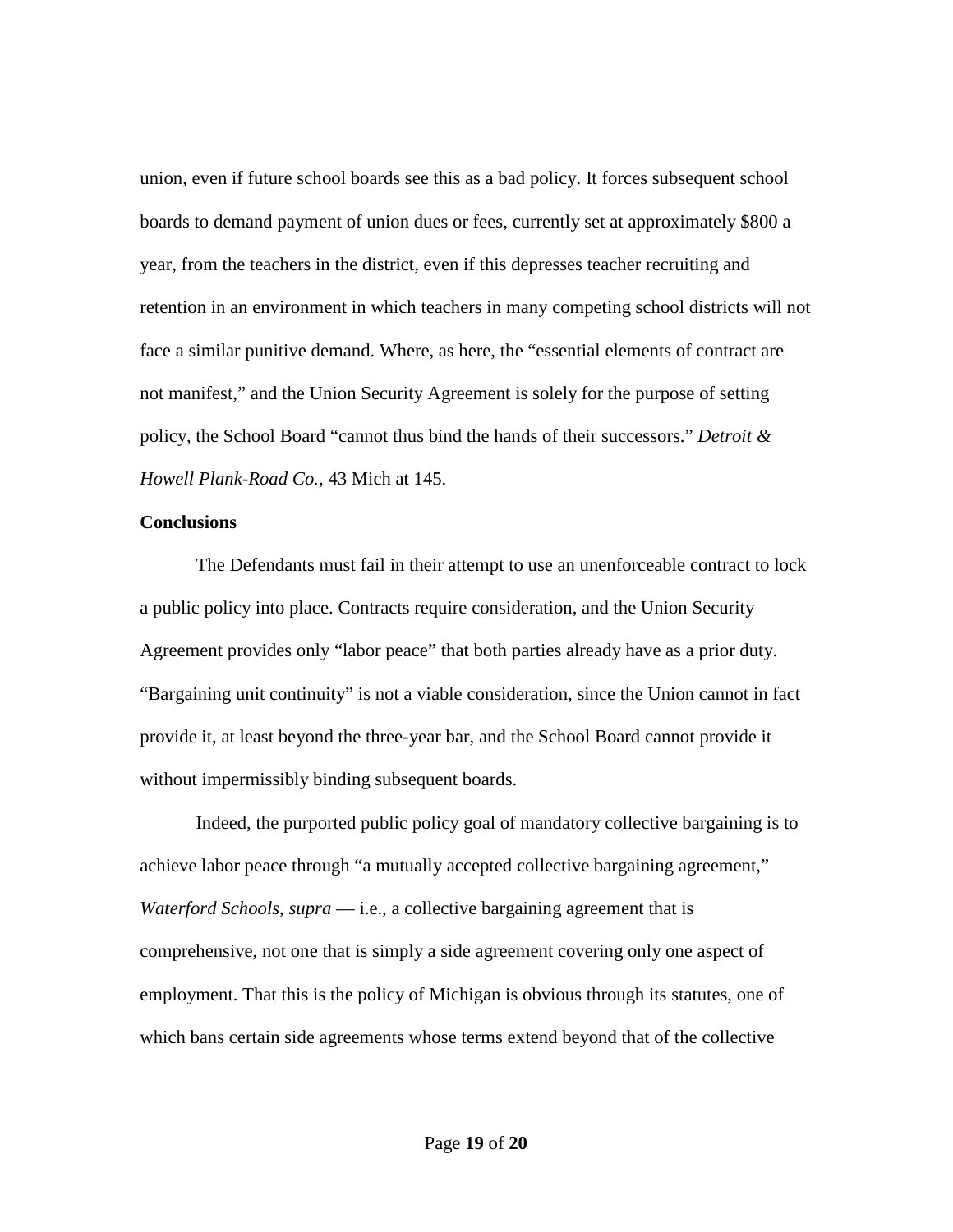union, even if future school boards see this as a bad policy. It forces subsequent school boards to demand payment of union dues or fees, currently set at approximately $800 a year, from the teachers in the district, even if this depresses teacher recruiting and retention in an environment in which teachers in many competing school districts will not face a similar punitive demand. Where, as here, the "essential elements of contract are not manifest," and the Union Security Agreement is solely for the purpose of setting policy, the School Board "cannot thus bind the hands of their successors." *Detroit & Howell Plank-Road Co.*, 43 Mich at 145.

**Conclusions**

The Defendants must fail in their attempt to use an unenforceable contract to lock a public policy into place. Contracts require consideration, and the Union Security Agreement provides only "labor peace" that both parties already have as a prior duty. "Bargaining unit continuity" is not a viable consideration, since the Union cannot in fact provide it, at least beyond the three-year bar, and the School Board cannot provide it without impermissibly binding subsequent boards.

Indeed, the purported public policy goal of mandatory collective bargaining is to achieve labor peace through "a mutually accepted collective bargaining agreement," *Waterford Schools*, *supra* — i.e., a collective bargaining agreement that is comprehensive, not one that is simply a side agreement covering only one aspect of employment. That this is the policy of Michigan is obvious through its statutes, one of which bans certain side agreements whose terms extend beyond that of the collective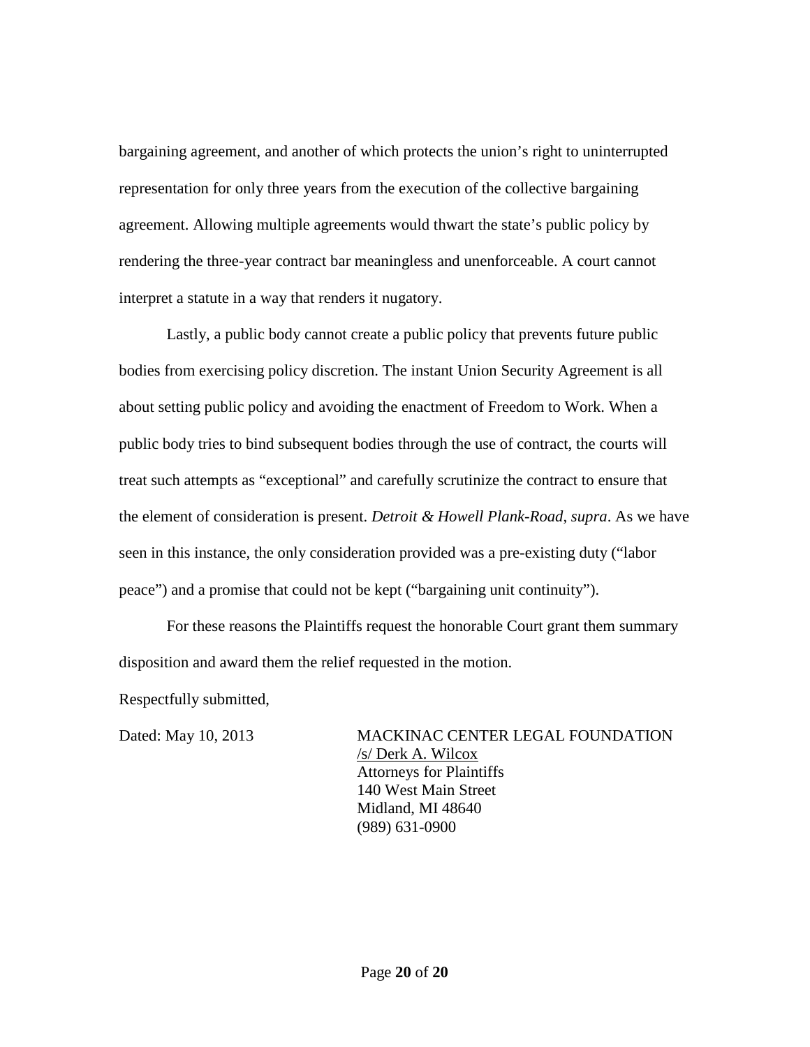bargaining agreement, and another of which protects the union's right to uninterrupted representation for only three years from the execution of the collective bargaining agreement. Allowing multiple agreements would thwart the state's public policy by rendering the three-year contract bar meaningless and unenforceable. A court cannot interpret a statute in a way that renders it nugatory.

Lastly, a public body cannot create a public policy that prevents future public bodies from exercising policy discretion. The instant Union Security Agreement is all about setting public policy and avoiding the enactment of Freedom to Work. When a public body tries to bind subsequent bodies through the use of contract, the courts will treat such attempts as "exceptional" and carefully scrutinize the contract to ensure that the element of consideration is present. *Detroit & Howell Plank-Road*, *supra*. As we have seen in this instance, the only consideration provided was a pre-existing duty ("labor peace") and a promise that could not be kept ("bargaining unit continuity").

For these reasons the Plaintiffs request the honorable Court grant them summary disposition and award them the relief requested in the motion.

Respectfully submitted,

Dated: May 10, 2013

MACKINAC CENTER LEGAL FOUNDATION
/s/ Derk A. Wilcox
Attorneys for Plaintiffs
140 West Main Street
Midland, MI 48640
(989) 631-0900